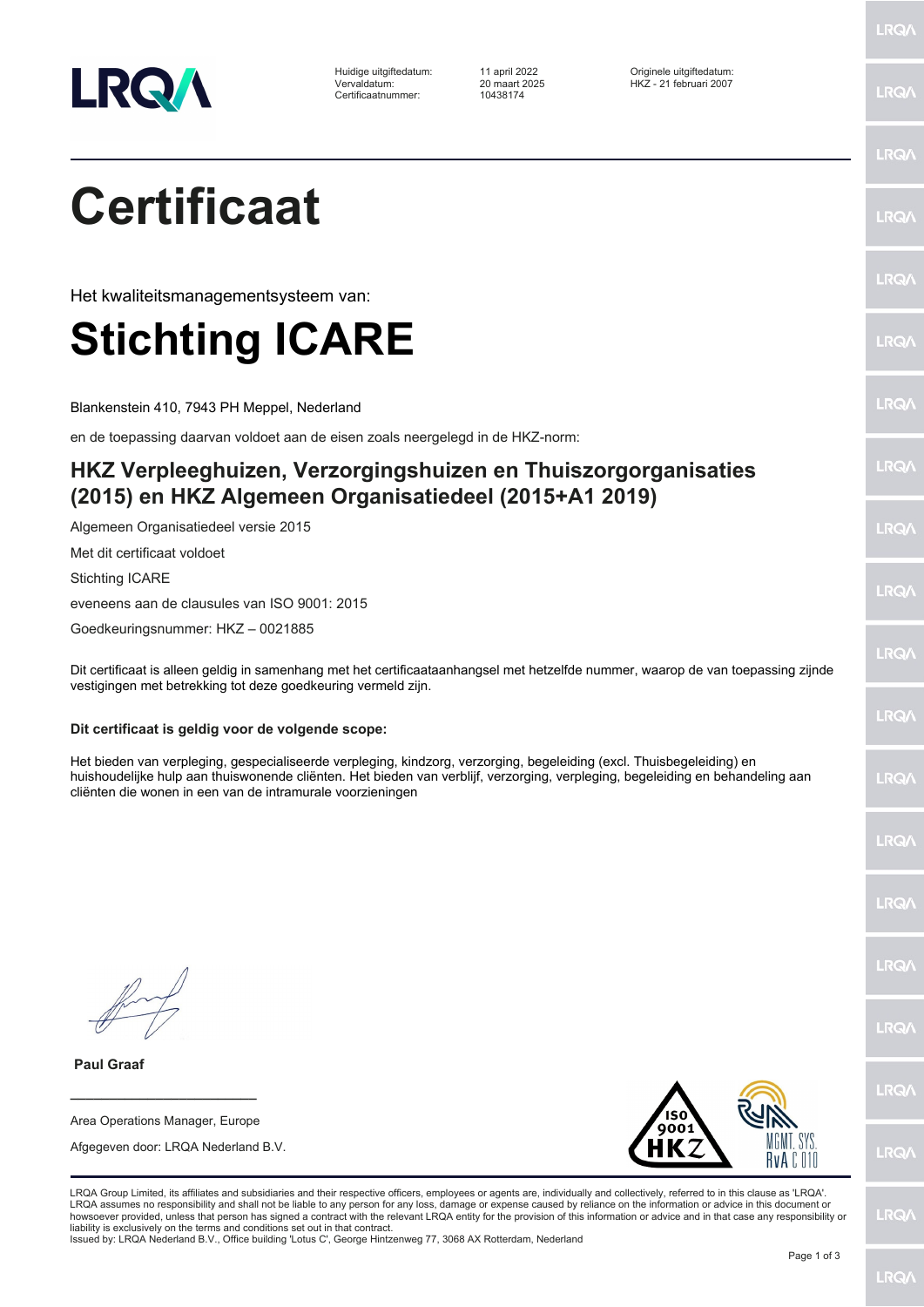| Huidige uitgiftedatum: | 11 april 2022 | Originele uitgiftedatum: |
|---|---|---|
| Vervaldatum: | 20 maart 2025 | HKZ - 21 februari 2007 |
| Certificaatnummer: | 10438174 | |

# Certificaat

Het kwaliteitsmanagementsysteem van:

# Stichting ICARE

Blankenstein 410, 7943 PH Meppel, Nederland

en de toepassing daarvan voldoet aan de eisen zoals neergelegd in de HKZ-norm:

## HKZ Verpleeghuizen, Verzorgingshuizen en Thuiszorgorganisaties (2015) en HKZ Algemeen Organisatiedeel (2015+A1 2019)

Algemeen Organisatiedeel versie 2015

Met dit certificaat voldoet

Stichting ICARE

eveneens aan de clausules van ISO 9001: 2015

Goedkeuringsnummer: HKZ – 0021885

Dit certificaat is alleen geldig in samenhang met het certificaataanhangsel met hetzelfde nummer, waarop de van toepassing zijnde vestigingen met betrekking tot deze goedkeuring vermeld zijn.

**Dit certificaat is geldig voor de volgende scope:**

Het bieden van verpleging, gespecialiseerde verpleging, kindzorg, verzorging, begeleiding (excl. Thuisbegeleiding) en huishoudelijke hulp aan thuiswonende cliënten. Het bieden van verblijf, verzorging, verpleging, begeleiding en behandeling aan cliënten die wonen in een van de intramurale voorzieningen

**Paul Graaf**

Area Operations Manager, Europe

Afgegeven door: LRQA Nederland B.V.

LRQA Group Limited, its affiliates and subsidiaries and their respective officers, employees or agents are, individually and collectively, referred to in this clause as 'LRQA'. LRQA assumes no responsibility and shall not be liable to any person for any loss, damage or expense caused by reliance on the information or advice in this document or howsoever provided, unless that person has signed a contract with the relevant LRQA entity for the provision of this information or advice and in that case any responsibility or liability is exclusively on the terms and conditions set out in that contract.

Issued by: LRQA Nederland B.V., Office building 'Lotus C', George Hintzenweg 77, 3068 AX Rotterdam, Nederland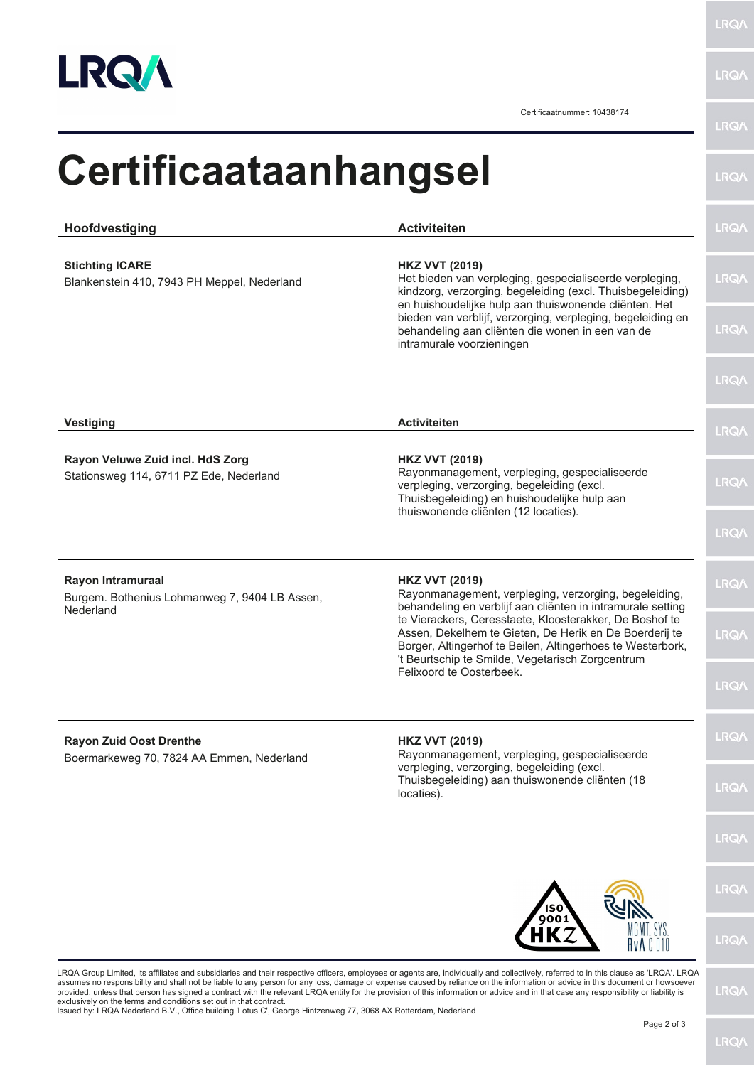Certificaatnummer: 10438174

# Certificaataanhangsel

| Hoofdvestiging | Activiteiten |
| --- | --- |
| **Stichting ICARE**<br>Blankenstein 410, 7943 PH Meppel, Nederland | **HKZ VVT (2019)**<br>Het bieden van verpleging, gespecialiseerde verpleging, kindzorg, verzorging, begeleiding (excl. Thuisbegeleiding) en huishoudelijke hulp aan thuiswonende cliënten. Het bieden van verblijf, verzorging, verpleging, begeleiding en behandeling aan cliënten die wonen in een van de intramurale voorzieningen |

| Vestiging | Activiteiten |
| --- | --- |
| **Rayon Veluwe Zuid incl. HdS Zorg**<br>Stationsweg 114, 6711 PZ Ede, Nederland | **HKZ VVT (2019)**<br>Rayonmanagement, verpleging, gespecialiseerde verpleging, verzorging, begeleiding (excl. Thuisbegeleiding) en huishoudelijke hulp aan thuiswonende cliënten (12 locaties). |
| **Rayon Intramuraal**<br>Burgem. Bothenius Lohmanweg 7, 9404 LB Assen, Nederland | **HKZ VVT (2019)**<br>Rayonmanagement, verpleging, verzorging, begeleiding, behandeling en verblijf aan cliënten in intramurale setting te Vierackers, Ceresstaete, Kloosterakker, De Boshof te Assen, Dekelhem te Gieten, De Herik en De Boerderij te Borger, Altingerhof te Beilen, Altingerhoes te Westerbork, 't Beurtschip te Smilde, Vegetarisch Zorgcentrum Felixoord te Oosterbeek. |
| **Rayon Zuid Oost Drenthe**<br>Boermarkeweg 70, 7824 AA Emmen, Nederland | **HKZ VVT (2019)**<br>Rayonmanagement, verpleging, gespecialiseerde verpleging, verzorging, begeleiding (excl. Thuisbegeleiding) aan thuiswonende cliënten (18 locaties). |

ISO 9001 HKZ — MGMT. SYS. RvA C 010

LRQA Group Limited, its affiliates and subsidiaries and their respective officers, employees or agents are, individually and collectively, referred to in this clause as 'LRQA'. LRQA assumes no responsibility and shall not be liable to any person for any loss, damage or expense caused by reliance on the information or advice in this document or howsoever provided, unless that person has signed a contract with the relevant LRQA entity for the provision of this information or advice and in that case any responsibility or liability is exclusively on the terms and conditions set out in that contract.
Issued by: LRQA Nederland B.V., Office building 'Lotus C', George Hintzenweg 77, 3068 AX Rotterdam, Nederland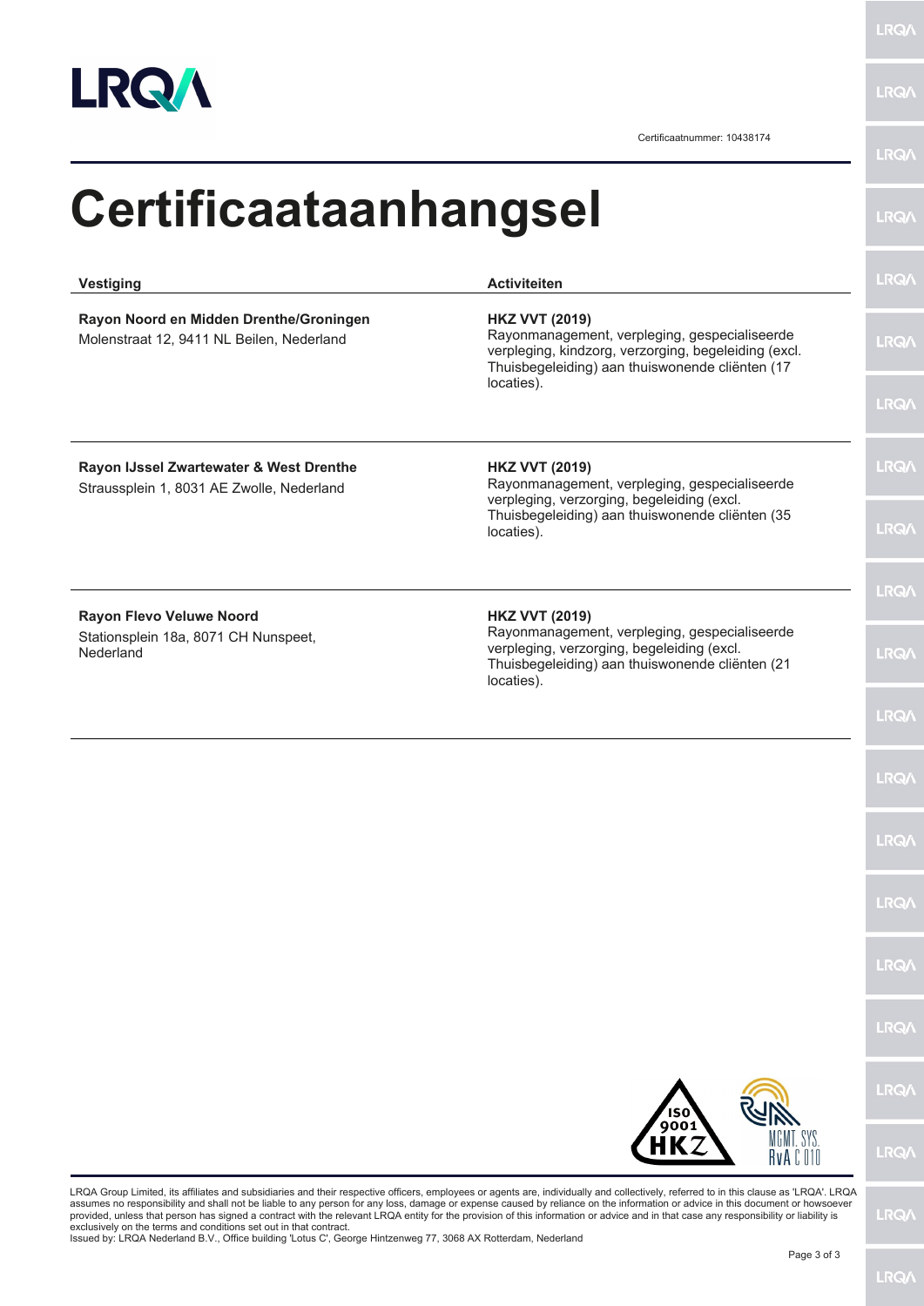Certificaatnummer: 10438174

# Certificaataanhangsel

| Vestiging | Activiteiten |
|---|---|
| **Rayon Noord en Midden Drenthe/Groningen**<br>Molenstraat 12, 9411 NL Beilen, Nederland | **HKZ VVT (2019)**<br>Rayonmanagement, verpleging, gespecialiseerde verpleging, kindzorg, verzorging, begeleiding (excl. Thuisbegeleiding) aan thuiswonende cliënten (17 locaties). |
| **Rayon IJssel Zwartewater & West Drenthe**<br>Straussplein 1, 8031 AE Zwolle, Nederland | **HKZ VVT (2019)**<br>Rayonmanagement, verpleging, gespecialiseerde verpleging, verzorging, begeleiding (excl. Thuisbegeleiding) aan thuiswonende cliënten (35 locaties). |
| **Rayon Flevo Veluwe Noord**<br>Stationsplein 18a, 8071 CH Nunspeet, Nederland | **HKZ VVT (2019)**<br>Rayonmanagement, verpleging, gespecialiseerde verpleging, verzorging, begeleiding (excl. Thuisbegeleiding) aan thuiswonende cliënten (21 locaties). |

ISO 9001 HKZ

MGMT. SYS. RvA C 010

LRQA Group Limited, its affiliates and subsidiaries and their respective officers, employees or agents are, individually and collectively, referred to in this clause as 'LRQA'. LRQA assumes no responsibility and shall not be liable to any person for any loss, damage or expense caused by reliance on the information or advice in this document or howsoever provided, unless that person has signed a contract with the relevant LRQA entity for the provision of this information or advice and in that case any responsibility or liability is exclusively on the terms and conditions set out in that contract.
Issued by: LRQA Nederland B.V., Office building 'Lotus C', George Hintzenweg 77, 3068 AX Rotterdam, Nederland